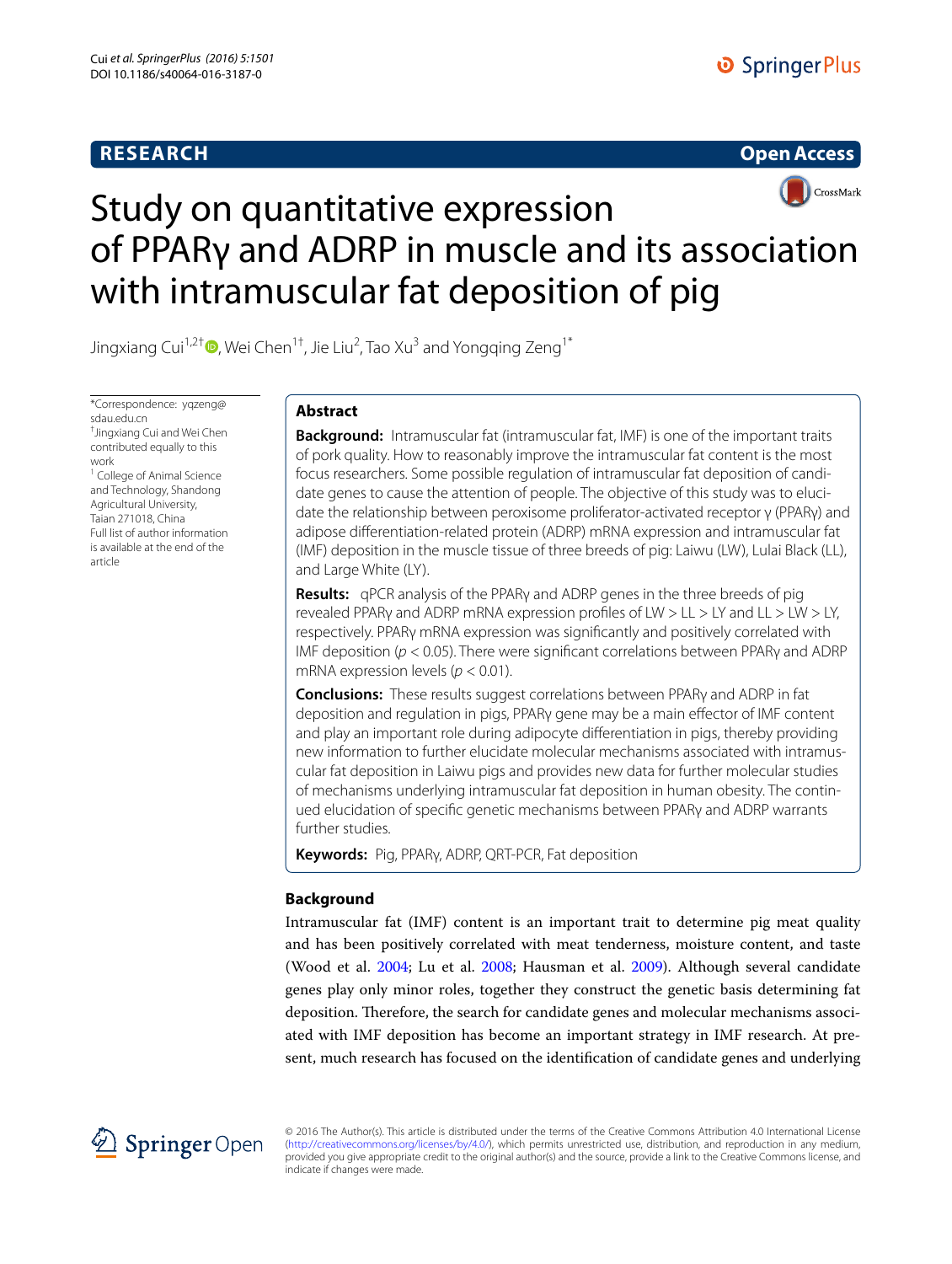RESEARCH

Open Access

# Study on quantitative expression of PPARγ and ADRP in muscle and its association with intramuscular fat deposition of pig

Jingxiang Cui[1,2†], Wei Chen[1†], Jie Liu[2], Tao Xu[3] and Yongqing Zeng[1*]

*Correspondence: yqzeng@sdau.edu.cn
†Jingxiang Cui and Wei Chen contributed equally to this work
[1] College of Animal Science and Technology, Shandong Agricultural University, Taian 271018, China
Full list of author information is available at the end of the article

## Abstract

**Background:** Intramuscular fat (intramuscular fat, IMF) is one of the important traits of pork quality. How to reasonably improve the intramuscular fat content is the most focus researchers. Some possible regulation of intramuscular fat deposition of candidate genes to cause the attention of people. The objective of this study was to elucidate the relationship between peroxisome proliferator-activated receptor γ (PPARγ) and adipose differentiation-related protein (ADRP) mRNA expression and intramuscular fat (IMF) deposition in the muscle tissue of three breeds of pig: Laiwu (LW), Lulai Black (LL), and Large White (LY).

**Results:** qPCR analysis of the PPARγ and ADRP genes in the three breeds of pig revealed PPARγ and ADRP mRNA expression profiles of LW > LL > LY and LL > LW > LY, respectively. PPARγ mRNA expression was significantly and positively correlated with IMF deposition ($p < 0.05$). There were significant correlations between PPARγ and ADRP mRNA expression levels ($p < 0.01$).

**Conclusions:** These results suggest correlations between PPARγ and ADRP in fat deposition and regulation in pigs, PPARγ gene may be a main effector of IMF content and play an important role during adipocyte differentiation in pigs, thereby providing new information to further elucidate molecular mechanisms associated with intramuscular fat deposition in Laiwu pigs and provides new data for further molecular studies of mechanisms underlying intramuscular fat deposition in human obesity. The continued elucidation of specific genetic mechanisms between PPARγ and ADRP warrants further studies.

**Keywords:** Pig, PPARγ, ADRP, QRT-PCR, Fat deposition

## Background

Intramuscular fat (IMF) content is an important trait to determine pig meat quality and has been positively correlated with meat tenderness, moisture content, and taste (Wood et al. 2004; Lu et al. 2008; Hausman et al. 2009). Although several candidate genes play only minor roles, together they construct the genetic basis determining fat deposition. Therefore, the search for candidate genes and molecular mechanisms associated with IMF deposition has become an important strategy in IMF research. At present, much research has focused on the identification of candidate genes and underlying

© 2016 The Author(s). This article is distributed under the terms of the Creative Commons Attribution 4.0 International License (http://creativecommons.org/licenses/by/4.0/), which permits unrestricted use, distribution, and reproduction in any medium, provided you give appropriate credit to the original author(s) and the source, provide a link to the Creative Commons license, and indicate if changes were made.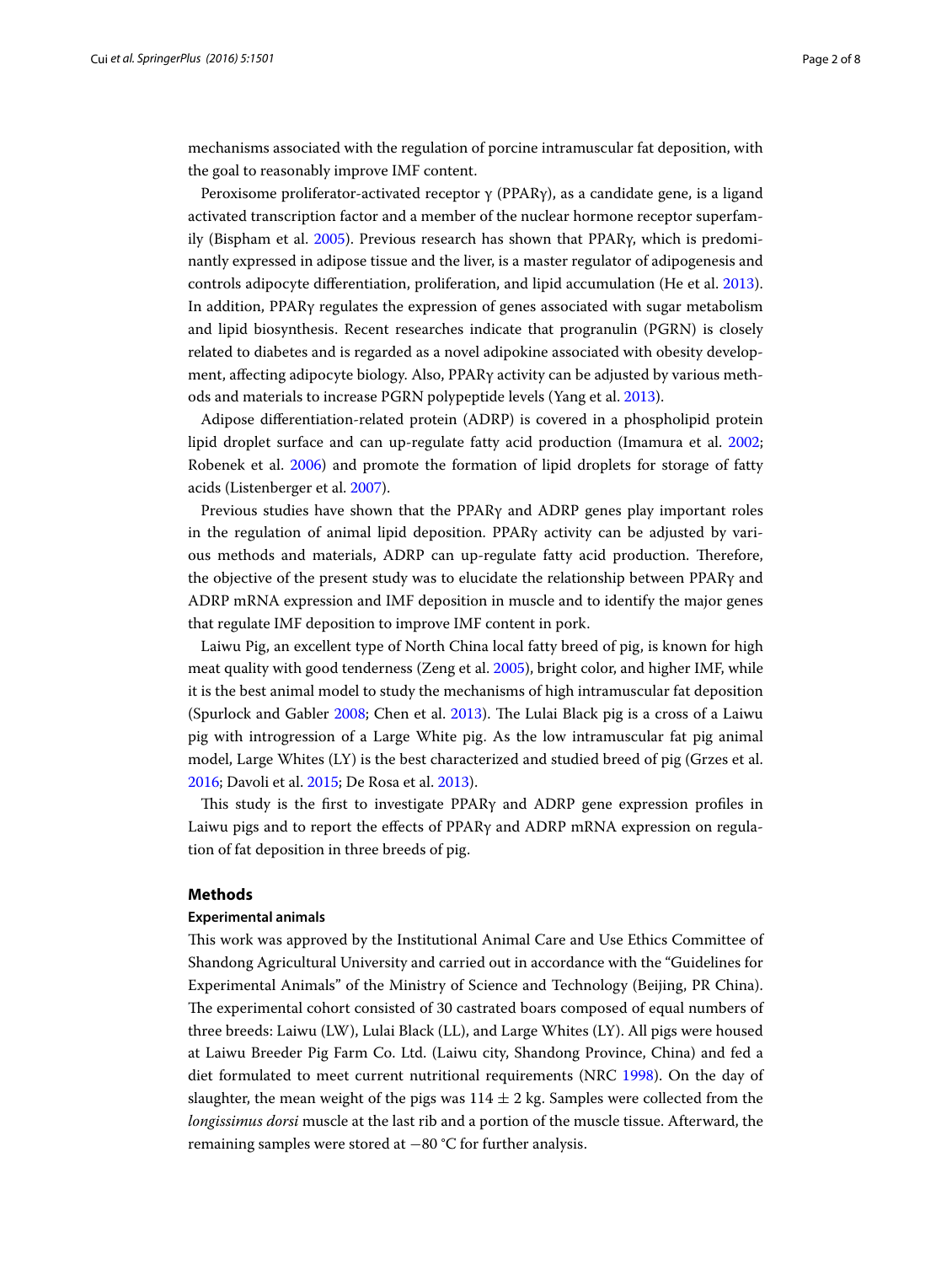mechanisms associated with the regulation of porcine intramuscular fat deposition, with the goal to reasonably improve IMF content.

Peroxisome proliferator-activated receptor γ (PPARγ), as a candidate gene, is a ligand activated transcription factor and a member of the nuclear hormone receptor superfamily (Bispham et al. 2005). Previous research has shown that PPARγ, which is predominantly expressed in adipose tissue and the liver, is a master regulator of adipogenesis and controls adipocyte differentiation, proliferation, and lipid accumulation (He et al. 2013). In addition, PPARγ regulates the expression of genes associated with sugar metabolism and lipid biosynthesis. Recent researches indicate that progranulin (PGRN) is closely related to diabetes and is regarded as a novel adipokine associated with obesity development, affecting adipocyte biology. Also, PPARγ activity can be adjusted by various methods and materials to increase PGRN polypeptide levels (Yang et al. 2013).

Adipose differentiation-related protein (ADRP) is covered in a phospholipid protein lipid droplet surface and can up-regulate fatty acid production (Imamura et al. 2002; Robenek et al. 2006) and promote the formation of lipid droplets for storage of fatty acids (Listenberger et al. 2007).

Previous studies have shown that the PPARγ and ADRP genes play important roles in the regulation of animal lipid deposition. PPARγ activity can be adjusted by various methods and materials, ADRP can up-regulate fatty acid production. Therefore, the objective of the present study was to elucidate the relationship between PPARγ and ADRP mRNA expression and IMF deposition in muscle and to identify the major genes that regulate IMF deposition to improve IMF content in pork.

Laiwu Pig, an excellent type of North China local fatty breed of pig, is known for high meat quality with good tenderness (Zeng et al. 2005), bright color, and higher IMF, while it is the best animal model to study the mechanisms of high intramuscular fat deposition (Spurlock and Gabler 2008; Chen et al. 2013). The Lulai Black pig is a cross of a Laiwu pig with introgression of a Large White pig. As the low intramuscular fat pig animal model, Large Whites (LY) is the best characterized and studied breed of pig (Grzes et al. 2016; Davoli et al. 2015; De Rosa et al. 2013).

This study is the first to investigate PPARγ and ADRP gene expression profiles in Laiwu pigs and to report the effects of PPARγ and ADRP mRNA expression on regulation of fat deposition in three breeds of pig.

## Methods

### Experimental animals

This work was approved by the Institutional Animal Care and Use Ethics Committee of Shandong Agricultural University and carried out in accordance with the "Guidelines for Experimental Animals" of the Ministry of Science and Technology (Beijing, PR China). The experimental cohort consisted of 30 castrated boars composed of equal numbers of three breeds: Laiwu (LW), Lulai Black (LL), and Large Whites (LY). All pigs were housed at Laiwu Breeder Pig Farm Co. Ltd. (Laiwu city, Shandong Province, China) and fed a diet formulated to meet current nutritional requirements (NRC 1998). On the day of slaughter, the mean weight of the pigs was $114 \pm 2$ kg. Samples were collected from the *longissimus dorsi* muscle at the last rib and a portion of the muscle tissue. Afterward, the remaining samples were stored at −80 °C for further analysis.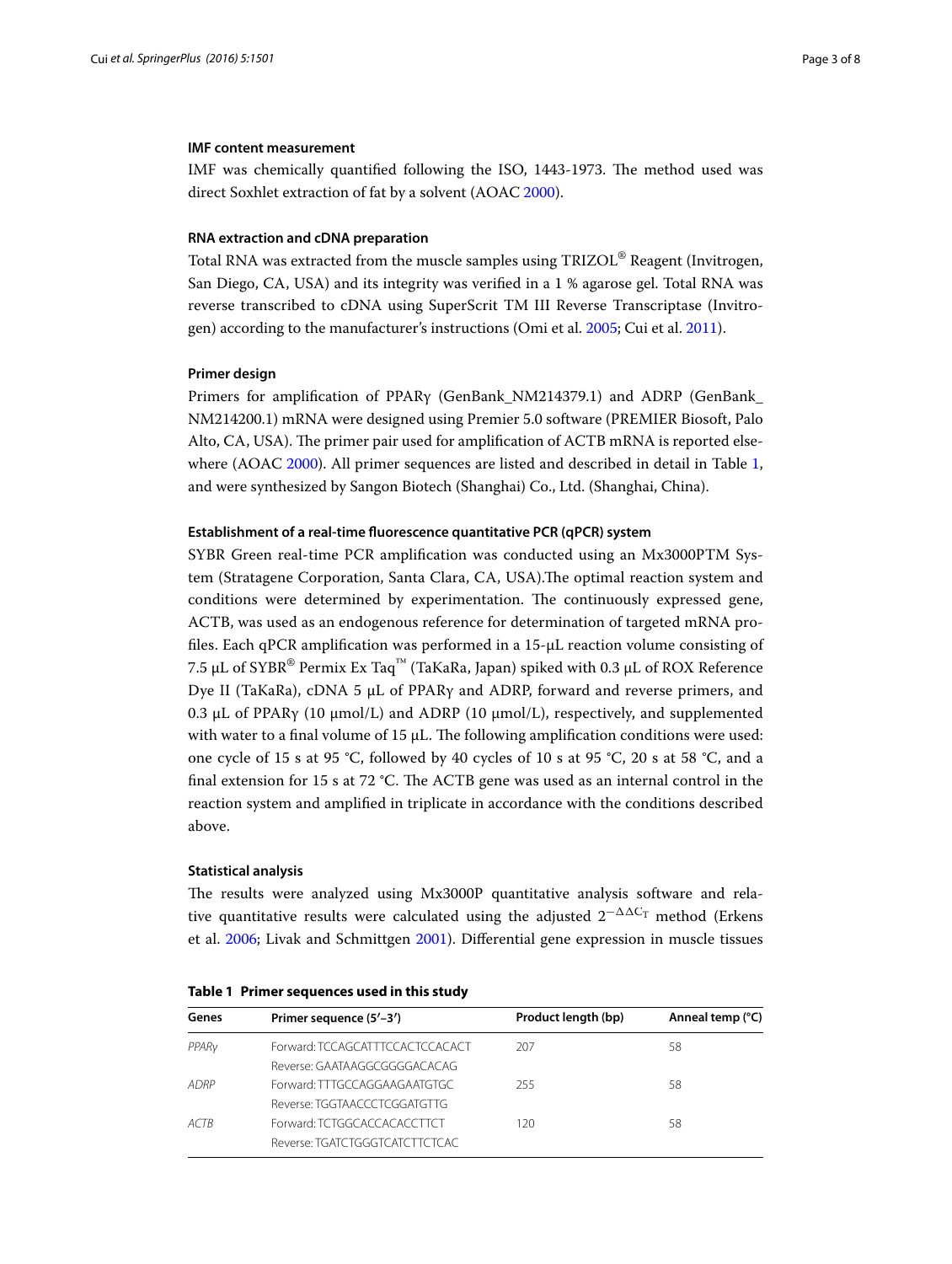#### IMF content measurement

IMF was chemically quantified following the ISO, 1443-1973. The method used was direct Soxhlet extraction of fat by a solvent (AOAC 2000).

#### RNA extraction and cDNA preparation

Total RNA was extracted from the muscle samples using TRIZOL® Reagent (Invitrogen, San Diego, CA, USA) and its integrity was verified in a 1 % agarose gel. Total RNA was reverse transcribed to cDNA using SuperScrit TM III Reverse Transcriptase (Invitrogen) according to the manufacturer's instructions (Omi et al. 2005; Cui et al. 2011).

#### Primer design

Primers for amplification of PPARγ (GenBank_NM214379.1) and ADRP (GenBank_NM214200.1) mRNA were designed using Premier 5.0 software (PREMIER Biosoft, Palo Alto, CA, USA). The primer pair used for amplification of ACTB mRNA is reported elsewhere (AOAC 2000). All primer sequences are listed and described in detail in Table 1, and were synthesized by Sangon Biotech (Shanghai) Co., Ltd. (Shanghai, China).

#### Establishment of a real-time fluorescence quantitative PCR (qPCR) system

SYBR Green real-time PCR amplification was conducted using an Mx3000PTM System (Stratagene Corporation, Santa Clara, CA, USA).The optimal reaction system and conditions were determined by experimentation. The continuously expressed gene, ACTB, was used as an endogenous reference for determination of targeted mRNA profiles. Each qPCR amplification was performed in a 15-μL reaction volume consisting of 7.5 μL of SYBR® Permix Ex Taq™ (TaKaRa, Japan) spiked with 0.3 μL of ROX Reference Dye II (TaKaRa), cDNA 5 μL of PPARγ and ADRP, forward and reverse primers, and 0.3 μL of PPARγ (10 μmol/L) and ADRP (10 μmol/L), respectively, and supplemented with water to a final volume of 15 μL. The following amplification conditions were used: one cycle of 15 s at 95 °C, followed by 40 cycles of 10 s at 95 °C, 20 s at 58 °C, and a final extension for 15 s at 72 °C. The ACTB gene was used as an internal control in the reaction system and amplified in triplicate in accordance with the conditions described above.

#### Statistical analysis

The results were analyzed using Mx3000P quantitative analysis software and relative quantitative results were calculated using the adjusted $2^{-\Delta\Delta C_T}$ method (Erkens et al. 2006; Livak and Schmittgen 2001). Differential gene expression in muscle tissues

**Table 1 Primer sequences used in this study**

| Genes | Primer sequence (5′–3′) | Product length (bp) | Anneal temp (°C) |
|---|---|---|---|
| *PPARγ* | Forward: TCCAGCATTTCCACTCCACACT<br>Reverse: GAATAAGGCGGGGACACAG | 207 | 58 |
| *ADRP* | Forward: TTTGCCAGGAAGAATGTGC<br>Reverse: TGGTAACCCTCGGATGTTG | 255 | 58 |
| *ACTB* | Forward: TCTGGCACCACACCTTCT<br>Reverse: TGATCTGGGTCATCTTCTCAC | 120 | 58 |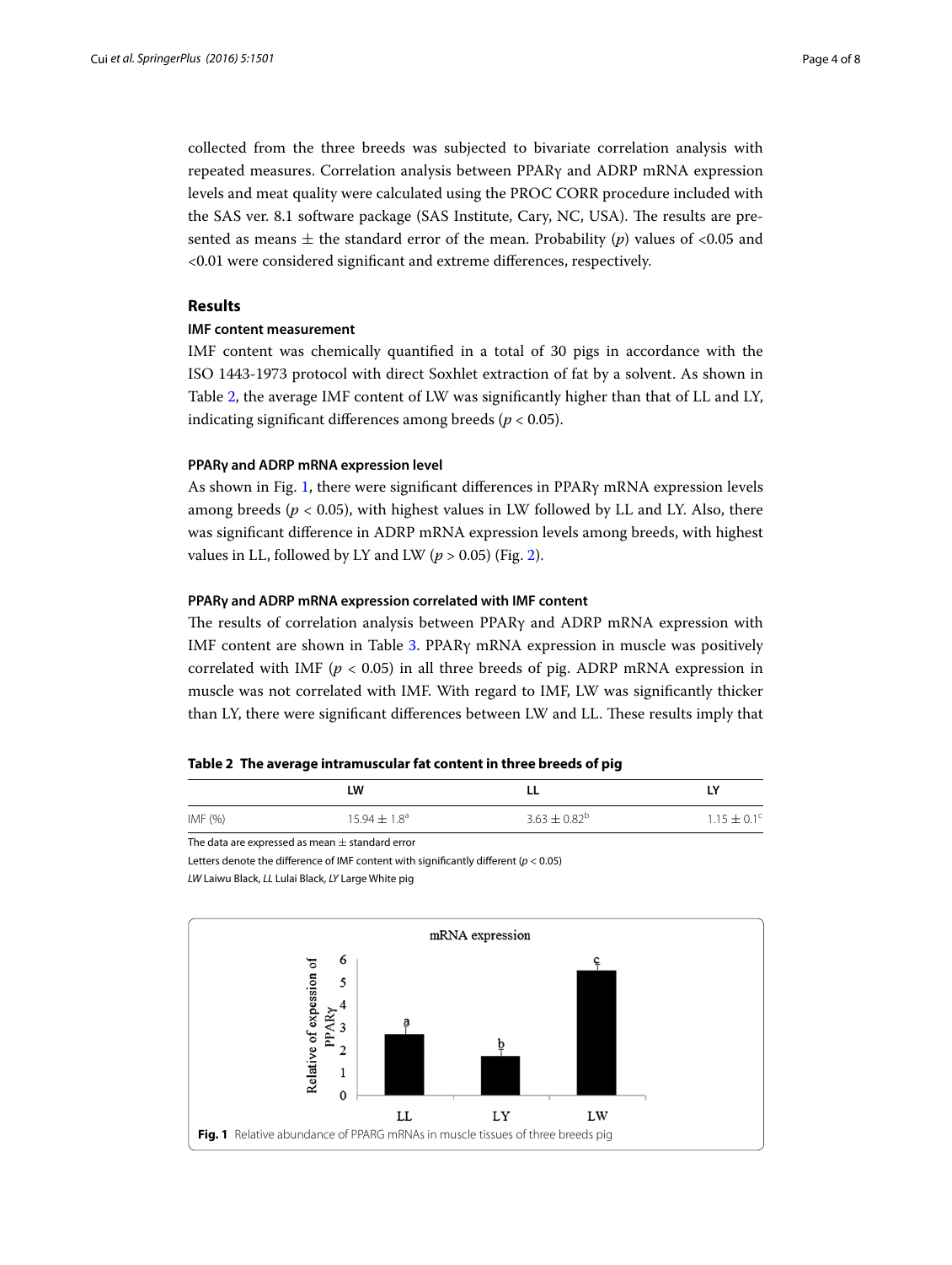collected from the three breeds was subjected to bivariate correlation analysis with repeated measures. Correlation analysis between PPARγ and ADRP mRNA expression levels and meat quality were calculated using the PROC CORR procedure included with the SAS ver. 8.1 software package (SAS Institute, Cary, NC, USA). The results are presented as means ± the standard error of the mean. Probability ($p$) values of <0.05 and <0.01 were considered significant and extreme differences, respectively.

## Results

### IMF content measurement

IMF content was chemically quantified in a total of 30 pigs in accordance with the ISO 1443-1973 protocol with direct Soxhlet extraction of fat by a solvent. As shown in Table 2, the average IMF content of LW was significantly higher than that of LL and LY, indicating significant differences among breeds ($p < 0.05$).

### PPARγ and ADRP mRNA expression level

As shown in Fig. 1, there were significant differences in PPARγ mRNA expression levels among breeds ($p < 0.05$), with highest values in LW followed by LL and LY. Also, there was significant difference in ADRP mRNA expression levels among breeds, with highest values in LL, followed by LY and LW ($p > 0.05$) (Fig. 2).

### PPARγ and ADRP mRNA expression correlated with IMF content

The results of correlation analysis between PPARγ and ADRP mRNA expression with IMF content are shown in Table 3. PPARγ mRNA expression in muscle was positively correlated with IMF ($p < 0.05$) in all three breeds of pig. ADRP mRNA expression in muscle was not correlated with IMF. With regard to IMF, LW was significantly thicker than LY, there were significant differences between LW and LL. These results imply that

**Table 2 The average intramuscular fat content in three breeds of pig**

| | LW | LL | LY |
|---|---|---|---|
| IMF (%) | 15.94 ± 1.8[a] | 3.63 ± 0.82[b] | 1.15 ± 0.1[c] |

The data are expressed as mean ± standard error

Letters denote the difference of IMF content with significantly different ($p < 0.05$)

*LW* Laiwu Black, *LL* Lulai Black, *LY* Large White pig

**Fig. 1** Relative abundance of PPARG mRNAs in muscle tissues of three breeds pig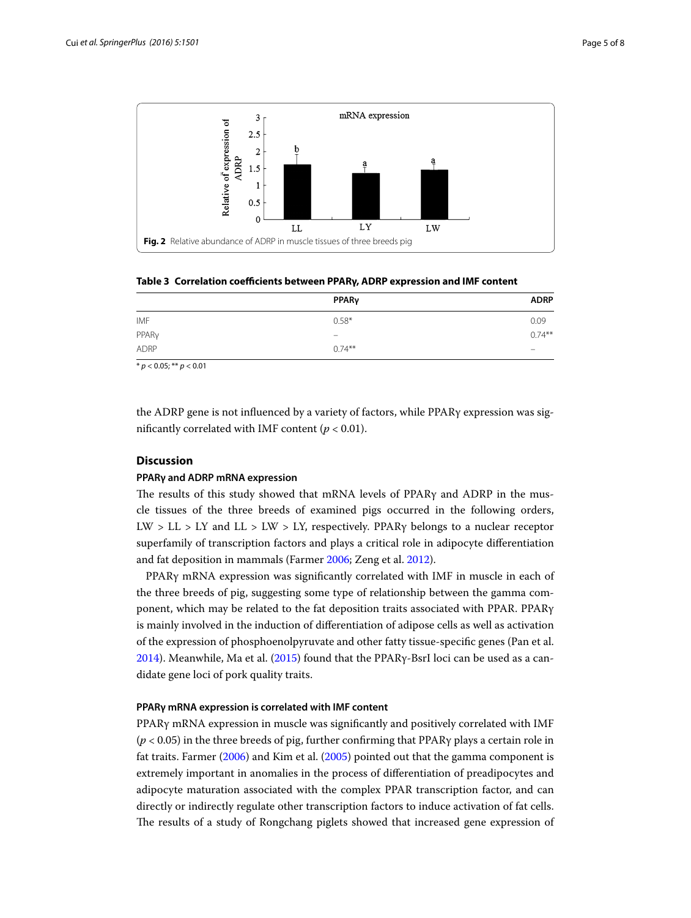Fig. 2 Relative abundance of ADRP in muscle tissues of three breeds pig

**Table 3 Correlation coefficients between PPARγ, ADRP expression and IMF content**

| | PPARγ | ADRP |
|---|---|---|
| IMF | 0.58* | 0.09 |
| PPARγ | – | 0.74** |
| ADRP | 0.74** | – |

* $p < 0.05$; ** $p < 0.01$

the ADRP gene is not influenced by a variety of factors, while PPARγ expression was significantly correlated with IMF content ($p < 0.01$).

## Discussion

### PPARγ and ADRP mRNA expression

The results of this study showed that mRNA levels of PPARγ and ADRP in the muscle tissues of the three breeds of examined pigs occurred in the following orders, LW > LL > LY and LL > LW > LY, respectively. PPARγ belongs to a nuclear receptor superfamily of transcription factors and plays a critical role in adipocyte differentiation and fat deposition in mammals (Farmer 2006; Zeng et al. 2012).

PPARγ mRNA expression was significantly correlated with IMF in muscle in each of the three breeds of pig, suggesting some type of relationship between the gamma component, which may be related to the fat deposition traits associated with PPAR. PPARγ is mainly involved in the induction of differentiation of adipose cells as well as activation of the expression of phosphoenolpyruvate and other fatty tissue-specific genes (Pan et al. 2014). Meanwhile, Ma et al. (2015) found that the PPARγ-BsrI loci can be used as a candidate gene loci of pork quality traits.

### PPARγ mRNA expression is correlated with IMF content

PPARγ mRNA expression in muscle was significantly and positively correlated with IMF ($p < 0.05$) in the three breeds of pig, further confirming that PPARγ plays a certain role in fat traits. Farmer (2006) and Kim et al. (2005) pointed out that the gamma component is extremely important in anomalies in the process of differentiation of preadipocytes and adipocyte maturation associated with the complex PPAR transcription factor, and can directly or indirectly regulate other transcription factors to induce activation of fat cells. The results of a study of Rongchang piglets showed that increased gene expression of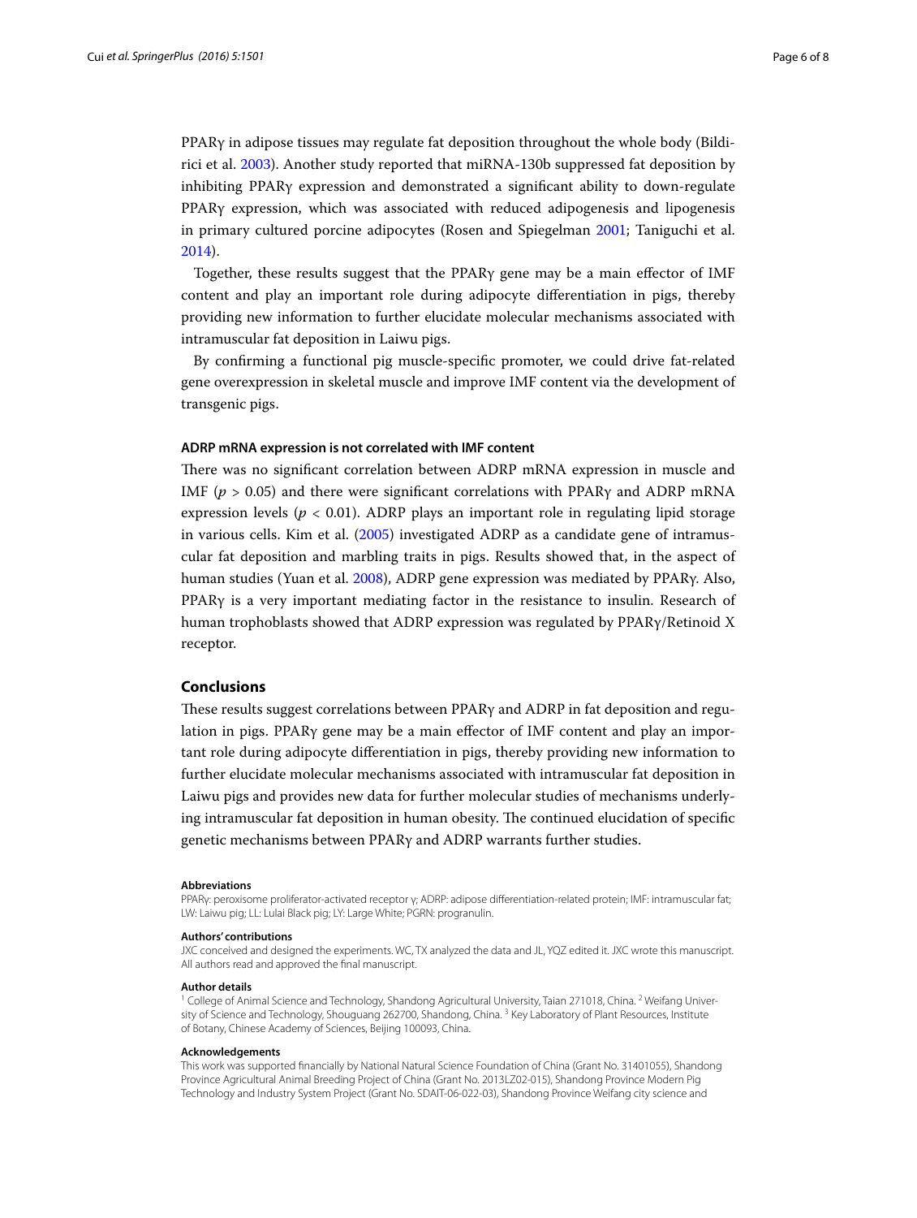PPARγ in adipose tissues may regulate fat deposition throughout the whole body (Bildirici et al. 2003). Another study reported that miRNA-130b suppressed fat deposition by inhibiting PPARγ expression and demonstrated a significant ability to down-regulate PPARγ expression, which was associated with reduced adipogenesis and lipogenesis in primary cultured porcine adipocytes (Rosen and Spiegelman 2001; Taniguchi et al. 2014).

Together, these results suggest that the PPARγ gene may be a main effector of IMF content and play an important role during adipocyte differentiation in pigs, thereby providing new information to further elucidate molecular mechanisms associated with intramuscular fat deposition in Laiwu pigs.

By confirming a functional pig muscle-specific promoter, we could drive fat-related gene overexpression in skeletal muscle and improve IMF content via the development of transgenic pigs.

### ADRP mRNA expression is not correlated with IMF content

There was no significant correlation between ADRP mRNA expression in muscle and IMF ($p > 0.05$) and there were significant correlations with PPARγ and ADRP mRNA expression levels ($p < 0.01$). ADRP plays an important role in regulating lipid storage in various cells. Kim et al. (2005) investigated ADRP as a candidate gene of intramuscular fat deposition and marbling traits in pigs. Results showed that, in the aspect of human studies (Yuan et al. 2008), ADRP gene expression was mediated by PPARγ. Also, PPARγ is a very important mediating factor in the resistance to insulin. Research of human trophoblasts showed that ADRP expression was regulated by PPARγ/Retinoid X receptor.

## Conclusions

These results suggest correlations between PPARγ and ADRP in fat deposition and regulation in pigs. PPARγ gene may be a main effector of IMF content and play an important role during adipocyte differentiation in pigs, thereby providing new information to further elucidate molecular mechanisms associated with intramuscular fat deposition in Laiwu pigs and provides new data for further molecular studies of mechanisms underlying intramuscular fat deposition in human obesity. The continued elucidation of specific genetic mechanisms between PPARγ and ADRP warrants further studies.

#### Abbreviations

PPARγ: peroxisome proliferator-activated receptor γ; ADRP: adipose differentiation-related protein; IMF: intramuscular fat; LW: Laiwu pig; LL: Lulai Black pig; LY: Large White; PGRN: progranulin.

#### Authors' contributions

JXC conceived and designed the experiments. WC, TX analyzed the data and JL, YQZ edited it. JXC wrote this manuscript. All authors read and approved the final manuscript.

#### Author details

[1] College of Animal Science and Technology, Shandong Agricultural University, Taian 271018, China. [2] Weifang University of Science and Technology, Shouguang 262700, Shandong, China. [3] Key Laboratory of Plant Resources, Institute of Botany, Chinese Academy of Sciences, Beijing 100093, China.

#### Acknowledgements

This work was supported financially by National Natural Science Foundation of China (Grant No. 31401055), Shandong Province Agricultural Animal Breeding Project of China (Grant No. 2013LZ02-015), Shandong Province Modern Pig Technology and Industry System Project (Grant No. SDAIT-06-022-03), Shandong Province Weifang city science and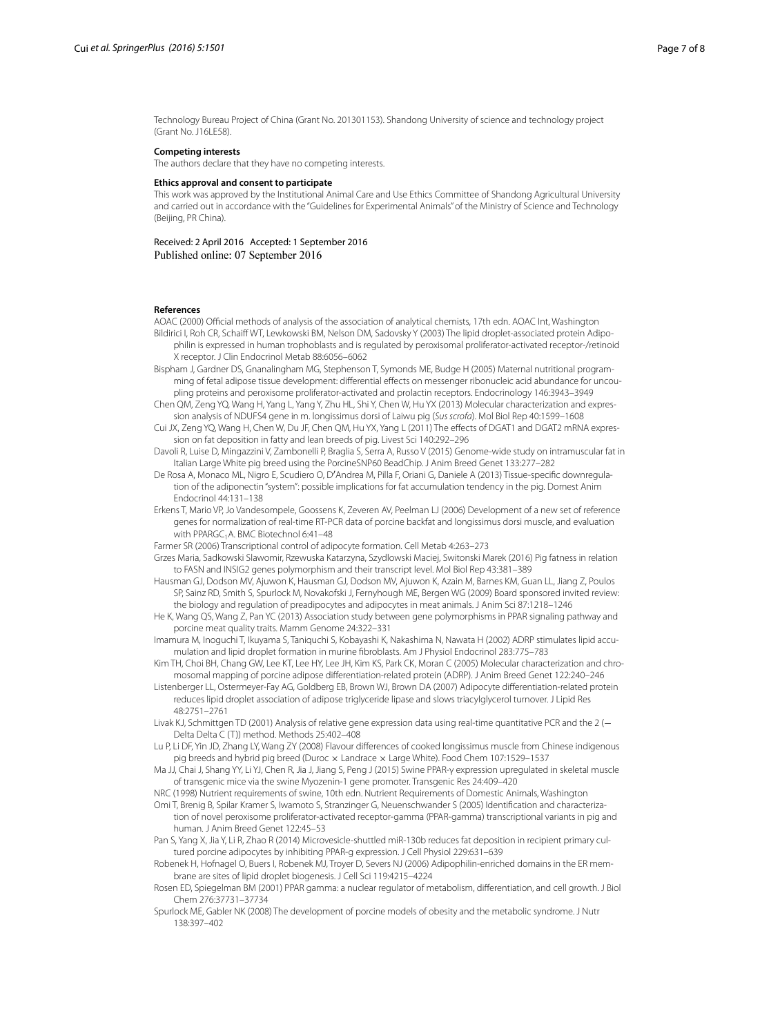Technology Bureau Project of China (Grant No. 201301153). Shandong University of science and technology project (Grant No. J16LE58).

**Competing interests**

The authors declare that they have no competing interests.

**Ethics approval and consent to participate**

This work was approved by the Institutional Animal Care and Use Ethics Committee of Shandong Agricultural University and carried out in accordance with the "Guidelines for Experimental Animals" of the Ministry of Science and Technology (Beijing, PR China).

Received: 2 April 2016 Accepted: 1 September 2016
Published online: 07 September 2016

**References**

AOAC (2000) Official methods of analysis of the association of analytical chemists, 17th edn. AOAC Int, Washington

Bildirici I, Roh CR, Schaiff WT, Lewkowski BM, Nelson DM, Sadovsky Y (2003) The lipid droplet-associated protein Adipophilin is expressed in human trophoblasts and is regulated by peroxisomal proliferator-activated receptor-/retinoid X receptor. J Clin Endocrinol Metab 88:6056–6062

Bispham J, Gardner DS, Gnanalingham MG, Stephenson T, Symonds ME, Budge H (2005) Maternal nutritional programming of fetal adipose tissue development: differential effects on messenger ribonucleic acid abundance for uncoupling proteins and peroxisome proliferator-activated and prolactin receptors. Endocrinology 146:3943–3949

Chen QM, Zeng YQ, Wang H, Yang L, Yang Y, Zhu HL, Shi Y, Chen W, Hu YX (2013) Molecular characterization and expression analysis of NDUFS4 gene in m. longissimus dorsi of Laiwu pig (*Sus scrofa*). Mol Biol Rep 40:1599–1608

Cui JX, Zeng YQ, Wang H, Chen W, Du JF, Chen QM, Hu YX, Yang L (2011) The effects of DGAT1 and DGAT2 mRNA expression on fat deposition in fatty and lean breeds of pig. Livest Sci 140:292–296

Davoli R, Luise D, Mingazzini V, Zambonelli P, Braglia S, Serra A, Russo V (2015) Genome-wide study on intramuscular fat in Italian Large White pig breed using the PorcineSNP60 BeadChip. J Anim Breed Genet 133:277–282

De Rosa A, Monaco ML, Nigro E, Scudiero O, D'Andrea M, Pilla F, Oriani G, Daniele A (2013) Tissue-specific downregulation of the adiponectin "system": possible implications for fat accumulation tendency in the pig. Domest Anim Endocrinol 44:131–138

Erkens T, Mario VP, Jo Vandesompele, Goossens K, Zeveren AV, Peelman LJ (2006) Development of a new set of reference genes for normalization of real-time RT-PCR data of porcine backfat and longissimus dorsi muscle, and evaluation with PPARGC1A. BMC Biotechnol 6:41–48

Farmer SR (2006) Transcriptional control of adipocyte formation. Cell Metab 4:263–273

Grzes Maria, Sadkowski Slawomir, Rzewuska Katarzyna, Szydlowski Maciej, Switonski Marek (2016) Pig fatness in relation to FASN and INSIG2 genes polymorphism and their transcript level. Mol Biol Rep 43:381–389

Hausman GJ, Dodson MV, Ajuwon K, Hausman GJ, Dodson MV, Ajuwon K, Azain M, Barnes KM, Guan LL, Jiang Z, Poulos SP, Sainz RD, Smith S, Spurlock M, Novakofski J, Fernyhough ME, Bergen WG (2009) Board sponsored invited review: the biology and regulation of preadipocytes and adipocytes in meat animals. J Anim Sci 87:1218–1246

He K, Wang QS, Wang Z, Pan YC (2013) Association study between gene polymorphisms in PPAR signaling pathway and porcine meat quality traits. Mamm Genome 24:322–331

Imamura M, Inoguchi T, Ikuyama S, Taniquchi S, Kobayashi K, Nakashima N, Nawata H (2002) ADRP stimulates lipid accumulation and lipid droplet formation in murine fibroblasts. Am J Physiol Endocrinol 283:775–783

Kim TH, Choi BH, Chang GW, Lee KT, Lee HY, Lee JH, Kim KS, Park CK, Moran C (2005) Molecular characterization and chromosomal mapping of porcine adipose differentiation-related protein (ADRP). J Anim Breed Genet 122:240–246

Listenberger LL, Ostermeyer-Fay AG, Goldberg EB, Brown WJ, Brown DA (2007) Adipocyte differentiation-related protein reduces lipid droplet association of adipose triglyceride lipase and slows triacylglycerol turnover. J Lipid Res 48:2751–2761

Livak KJ, Schmittgen TD (2001) Analysis of relative gene expression data using real-time quantitative PCR and the 2 (−Delta Delta C (T)) method. Methods 25:402–408

Lu P, Li DF, Yin JD, Zhang LY, Wang ZY (2008) Flavour differences of cooked longissimus muscle from Chinese indigenous pig breeds and hybrid pig breed (Duroc × Landrace × Large White). Food Chem 107:1529–1537

Ma JJ, Chai J, Shang YY, Li YJ, Chen R, Jia J, Jiang S, Peng J (2015) Swine PPAR-γ expression upregulated in skeletal muscle of transgenic mice via the swine Myozenin-1 gene promoter. Transgenic Res 24:409–420

NRC (1998) Nutrient requirements of swine, 10th edn. Nutrient Requirements of Domestic Animals, Washington

Omi T, Brenig B, Spilar Kramer S, Iwamoto S, Stranzinger G, Neuenschwander S (2005) Identification and characterization of novel peroxisome proliferator-activated receptor-gamma (PPAR-gamma) transcriptional variants in pig and human. J Anim Breed Genet 122:45–53

Pan S, Yang X, Jia Y, Li R, Zhao R (2014) Microvesicle-shuttled miR-130b reduces fat deposition in recipient primary cultured porcine adipocytes by inhibiting PPAR-g expression. J Cell Physiol 229:631–639

Robenek H, Hofnagel O, Buers I, Robenek MJ, Troyer D, Severs NJ (2006) Adipophilin-enriched domains in the ER membrane are sites of lipid droplet biogenesis. J Cell Sci 119:4215–4224

Rosen ED, Spiegelman BM (2001) PPAR gamma: a nuclear regulator of metabolism, differentiation, and cell growth. J Biol Chem 276:37731–37734

Spurlock ME, Gabler NK (2008) The development of porcine models of obesity and the metabolic syndrome. J Nutr 138:397–402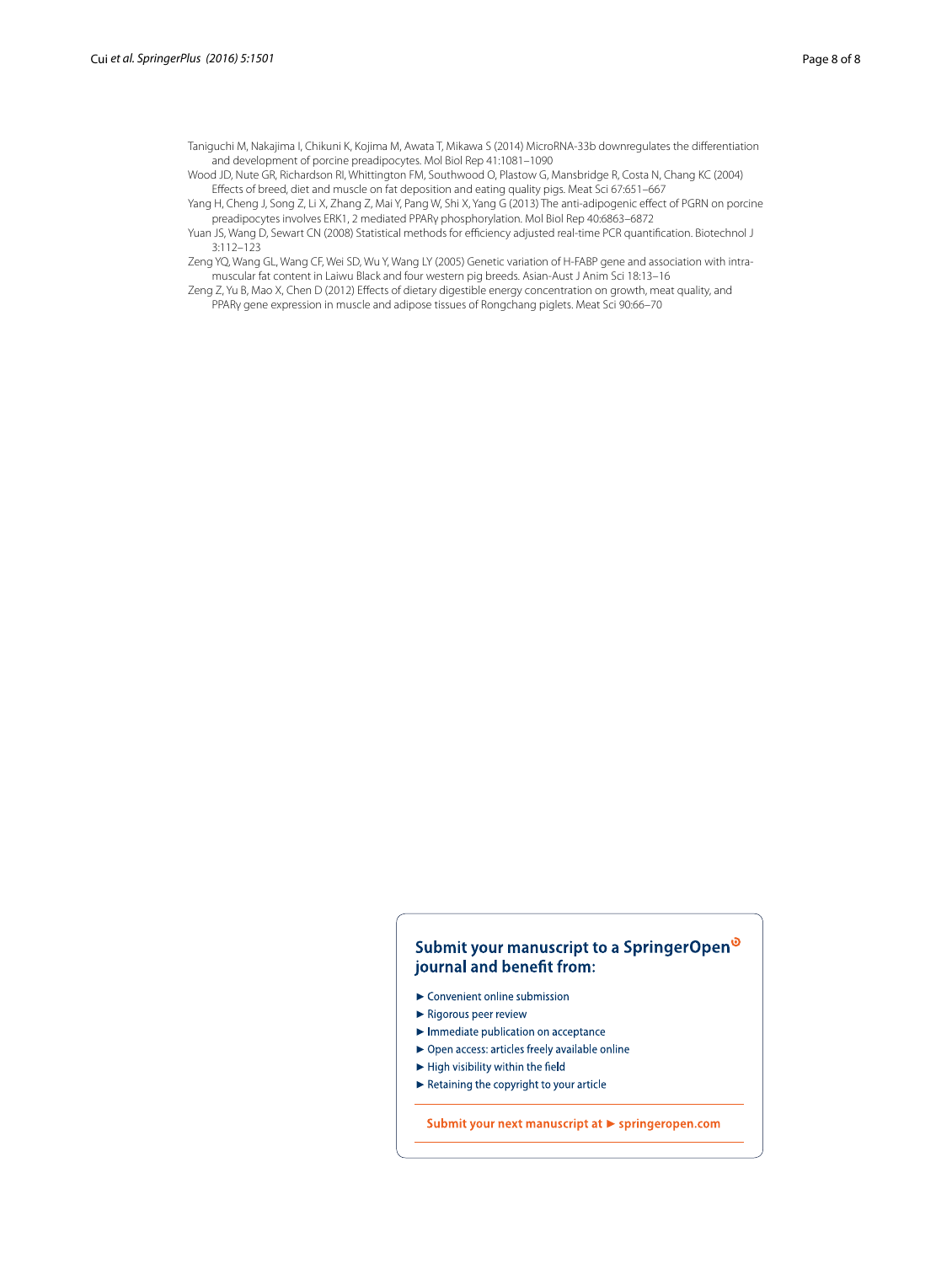Taniguchi M, Nakajima I, Chikuni K, Kojima M, Awata T, Mikawa S (2014) MicroRNA-33b downregulates the differentiation and development of porcine preadipocytes. Mol Biol Rep 41:1081–1090

Wood JD, Nute GR, Richardson RI, Whittington FM, Southwood O, Plastow G, Mansbridge R, Costa N, Chang KC (2004) Effects of breed, diet and muscle on fat deposition and eating quality pigs. Meat Sci 67:651–667

Yang H, Cheng J, Song Z, Li X, Zhang Z, Mai Y, Pang W, Shi X, Yang G (2013) The anti-adipogenic effect of PGRN on porcine preadipocytes involves ERK1, 2 mediated PPARγ phosphorylation. Mol Biol Rep 40:6863–6872

Yuan JS, Wang D, Sewart CN (2008) Statistical methods for efficiency adjusted real-time PCR quantification. Biotechnol J 3:112–123

Zeng YQ, Wang GL, Wang CF, Wei SD, Wu Y, Wang LY (2005) Genetic variation of H-FABP gene and association with intramuscular fat content in Laiwu Black and four western pig breeds. Asian-Aust J Anim Sci 18:13–16

Zeng Z, Yu B, Mao X, Chen D (2012) Effects of dietary digestible energy concentration on growth, meat quality, and PPARγ gene expression in muscle and adipose tissues of Rongchang piglets. Meat Sci 90:66–70

**Submit your manuscript to a SpringerOpen journal and benefit from:**

- ► Convenient online submission
- ► Rigorous peer review
- ► Immediate publication on acceptance
- ► Open access: articles freely available online
- ► High visibility within the field
- ► Retaining the copyright to your article

**Submit your next manuscript at ► springeropen.com**